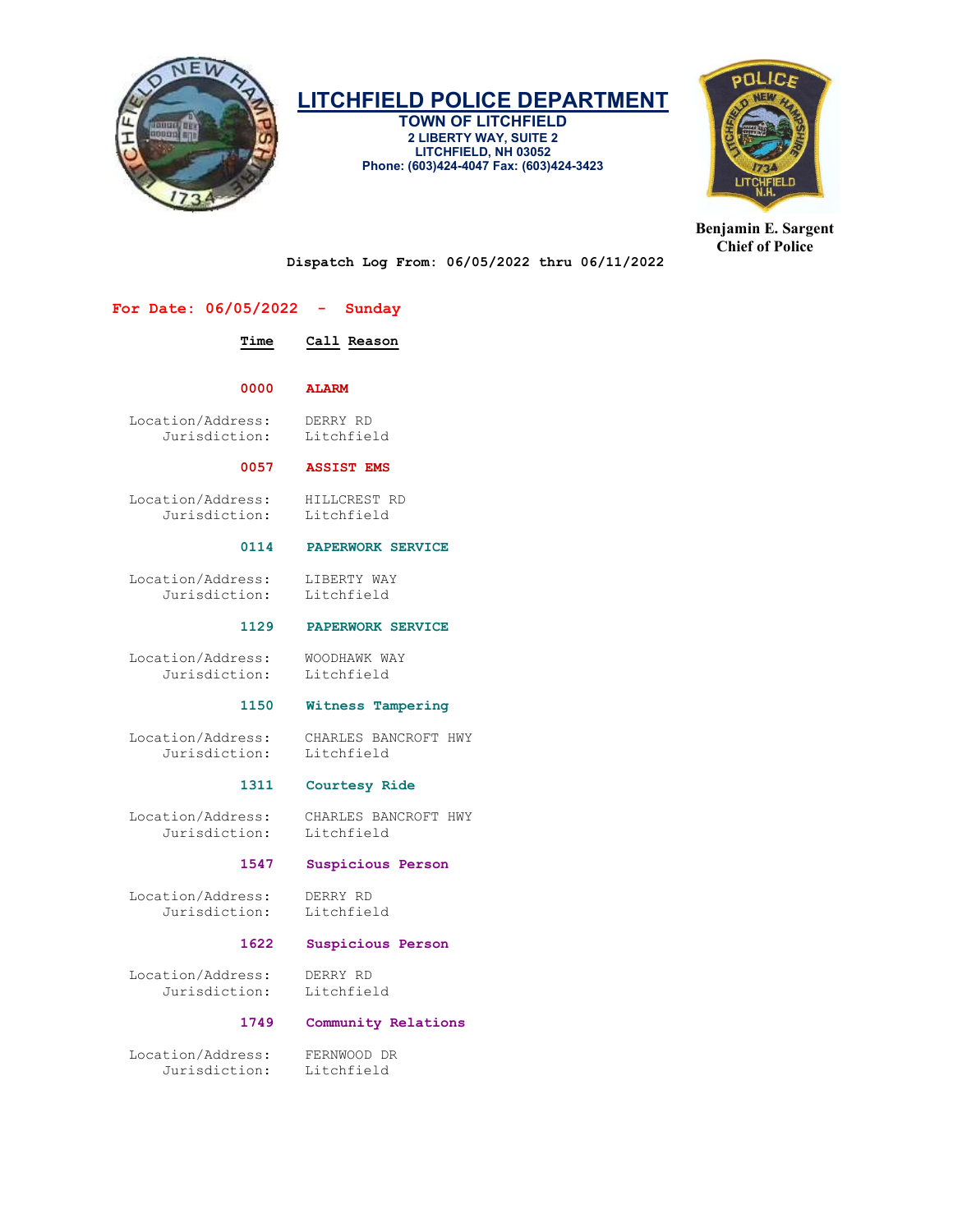# LITCHFIELD POLICE DEPARTMENT

**TOWN OF LITCHFIELD**
**2 LIBERTY WAY, SUITE 2**
**LITCHFIELD, NH 03052**
**Phone: (603)424-4047 Fax: (603)424-3423**

**Benjamin E. Sargent**
**Chief of Police**

**Dispatch Log From: 06/05/2022 thru 06/11/2022**

## For Date: 06/05/2022 - Sunday

| Time | Call Reason |
|---|---|

**0000 ALARM**

Location/Address: DERRY RD
Jurisdiction: Litchfield

**0057 ASSIST EMS**

Location/Address: HILLCREST RD
Jurisdiction: Litchfield

**0114 PAPERWORK SERVICE**

Location/Address: LIBERTY WAY
Jurisdiction: Litchfield

**1129 PAPERWORK SERVICE**

Location/Address: WOODHAWK WAY
Jurisdiction: Litchfield

**1150 Witness Tampering**

Location/Address: CHARLES BANCROFT HWY
Jurisdiction: Litchfield

**1311 Courtesy Ride**

Location/Address: CHARLES BANCROFT HWY
Jurisdiction: Litchfield

**1547 Suspicious Person**

Location/Address: DERRY RD
Jurisdiction: Litchfield

**1622 Suspicious Person**

Location/Address: DERRY RD
Jurisdiction: Litchfield

**1749 Community Relations**

Location/Address: FERNWOOD DR
Jurisdiction: Litchfield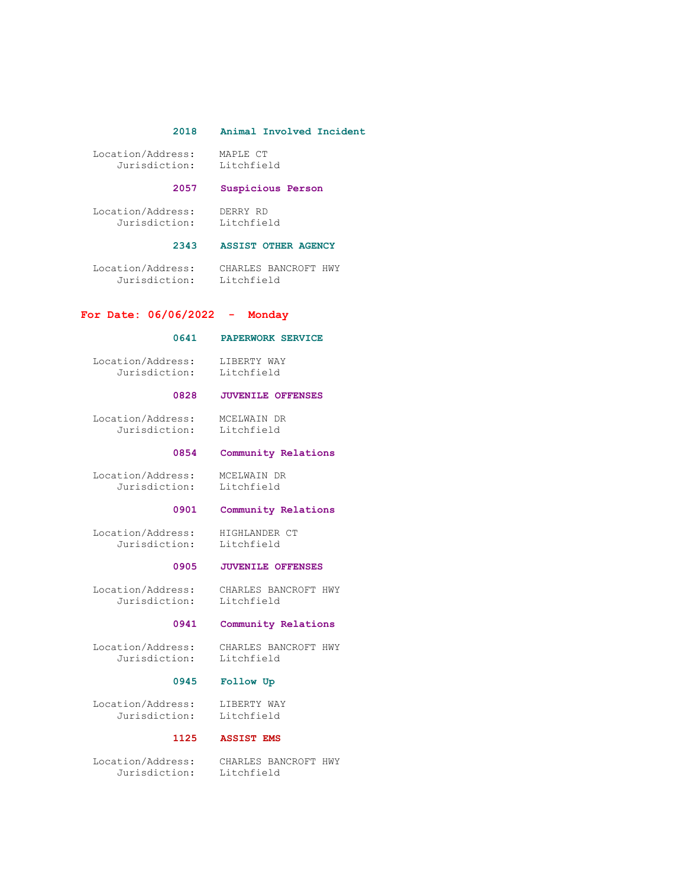**2018 Animal Involved Incident**

Location/Address: MAPLE CT
Jurisdiction: Litchfield

**2057 Suspicious Person**

Location/Address: DERRY RD
Jurisdiction: Litchfield

**2343 ASSIST OTHER AGENCY**

Location/Address: CHARLES BANCROFT HWY
Jurisdiction: Litchfield

## For Date: 06/06/2022 - Monday

**0641 PAPERWORK SERVICE**

Location/Address: LIBERTY WAY
Jurisdiction: Litchfield

**0828 JUVENILE OFFENSES**

Location/Address: MCELWAIN DR
Jurisdiction: Litchfield

**0854 Community Relations**

Location/Address: MCELWAIN DR
Jurisdiction: Litchfield

**0901 Community Relations**

Location/Address: HIGHLANDER CT
Jurisdiction: Litchfield

**0905 JUVENILE OFFENSES**

Location/Address: CHARLES BANCROFT HWY
Jurisdiction: Litchfield

**0941 Community Relations**

Location/Address: CHARLES BANCROFT HWY
Jurisdiction: Litchfield

**0945 Follow Up**

Location/Address: LIBERTY WAY
Jurisdiction: Litchfield

**1125 ASSIST EMS**

Location/Address: CHARLES BANCROFT HWY
Jurisdiction: Litchfield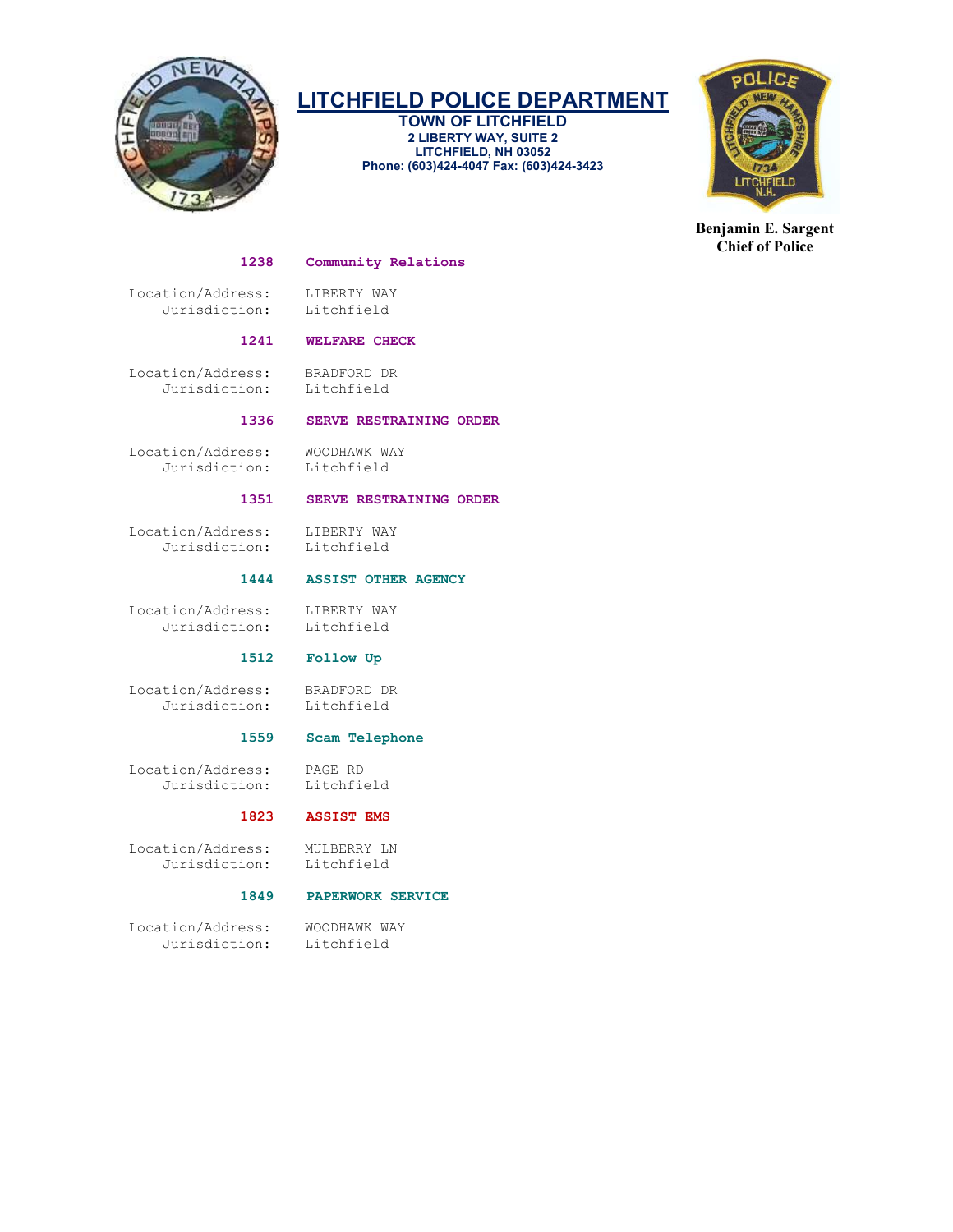# LITCHFIELD POLICE DEPARTMENT

**TOWN OF LITCHFIELD**
**2 LIBERTY WAY, SUITE 2**
**LITCHFIELD, NH 03052**
**Phone: (603)424-4047 Fax: (603)424-3423**

**Benjamin E. Sargent**
**Chief of Police**

**1238 Community Relations**

Location/Address: LIBERTY WAY
Jurisdiction: Litchfield

**1241 WELFARE CHECK**

Location/Address: BRADFORD DR
Jurisdiction: Litchfield

**1336 SERVE RESTRAINING ORDER**

Location/Address: WOODHAWK WAY
Jurisdiction: Litchfield

**1351 SERVE RESTRAINING ORDER**

Location/Address: LIBERTY WAY
Jurisdiction: Litchfield

**1444 ASSIST OTHER AGENCY**

Location/Address: LIBERTY WAY
Jurisdiction: Litchfield

**1512 Follow Up**

Location/Address: BRADFORD DR
Jurisdiction: Litchfield

**1559 Scam Telephone**

Location/Address: PAGE RD
Jurisdiction: Litchfield

**1823 ASSIST EMS**

Location/Address: MULBERRY LN
Jurisdiction: Litchfield

**1849 PAPERWORK SERVICE**

Location/Address: WOODHAWK WAY
Jurisdiction: Litchfield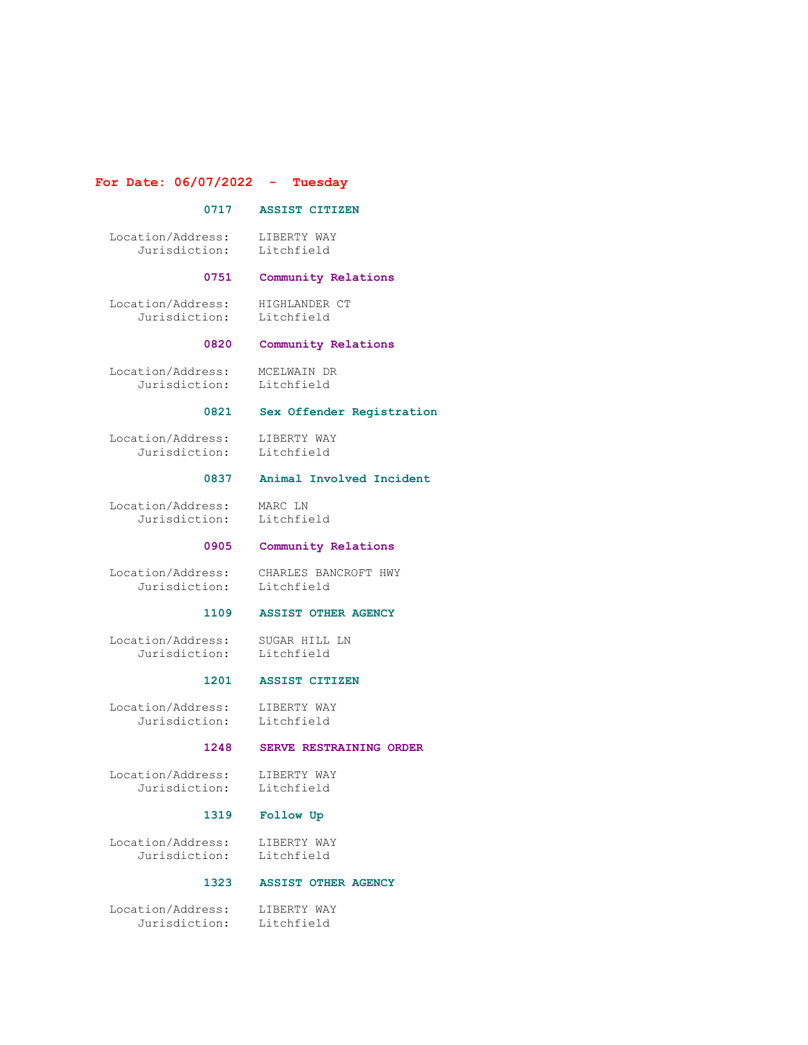## For Date: 06/07/2022 - Tuesday

**0717 ASSIST CITIZEN**

Location/Address: LIBERTY WAY
Jurisdiction: Litchfield

**0751 Community Relations**

Location/Address: HIGHLANDER CT
Jurisdiction: Litchfield

**0820 Community Relations**

Location/Address: MCELWAIN DR
Jurisdiction: Litchfield

**0821 Sex Offender Registration**

Location/Address: LIBERTY WAY
Jurisdiction: Litchfield

**0837 Animal Involved Incident**

Location/Address: MARC LN
Jurisdiction: Litchfield

**0905 Community Relations**

Location/Address: CHARLES BANCROFT HWY
Jurisdiction: Litchfield

**1109 ASSIST OTHER AGENCY**

Location/Address: SUGAR HILL LN
Jurisdiction: Litchfield

**1201 ASSIST CITIZEN**

Location/Address: LIBERTY WAY
Jurisdiction: Litchfield

**1248 SERVE RESTRAINING ORDER**

Location/Address: LIBERTY WAY
Jurisdiction: Litchfield

**1319 Follow Up**

Location/Address: LIBERTY WAY
Jurisdiction: Litchfield

**1323 ASSIST OTHER AGENCY**

Location/Address: LIBERTY WAY
Jurisdiction: Litchfield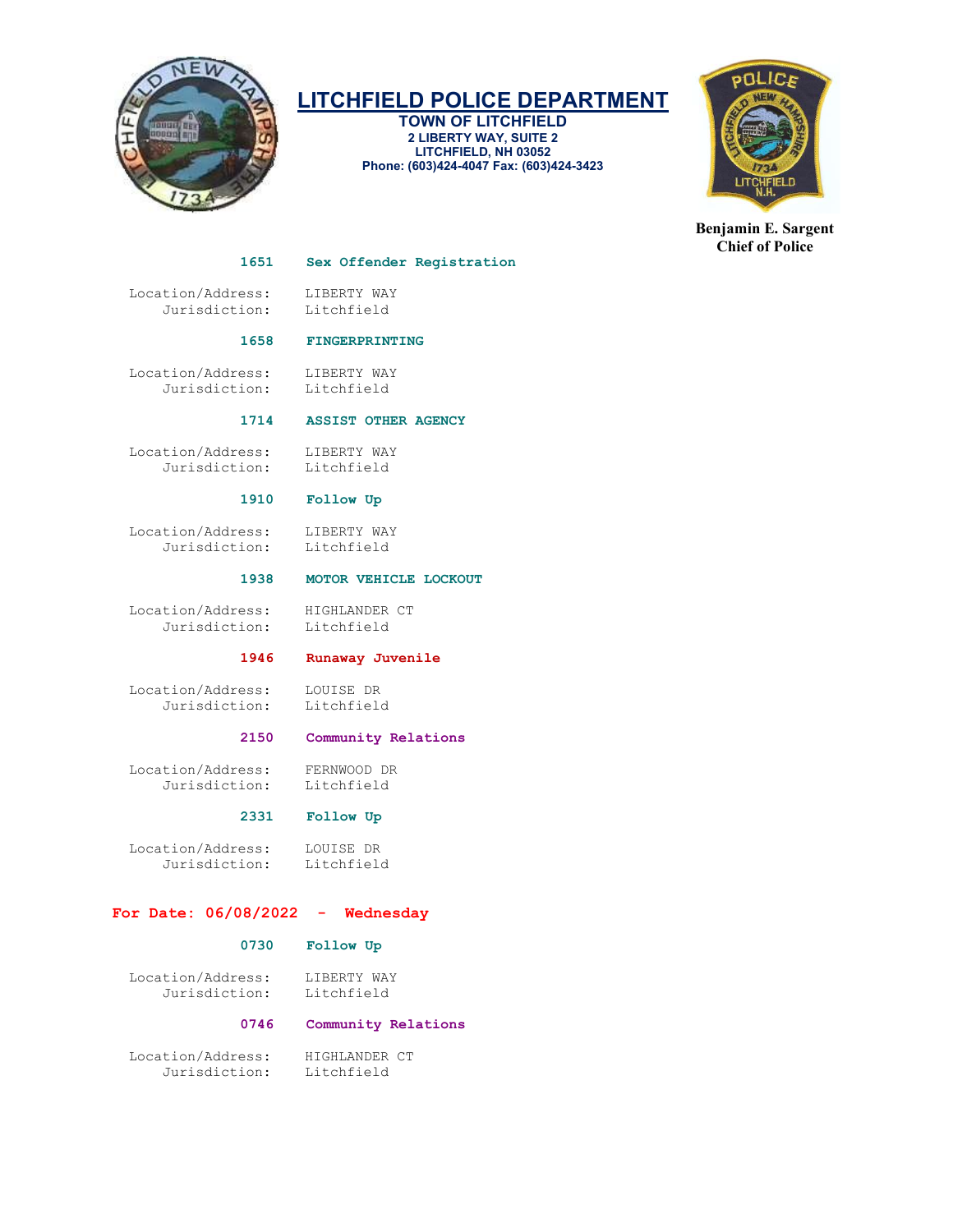# LITCHFIELD POLICE DEPARTMENT

**TOWN OF LITCHFIELD**
**2 LIBERTY WAY, SUITE 2**
**LITCHFIELD, NH 03052**
**Phone: (603)424-4047 Fax: (603)424-3423**

**Benjamin E. Sargent**
**Chief of Police**

**1651 Sex Offender Registration**

Location/Address: LIBERTY WAY
Jurisdiction: Litchfield

**1658 FINGERPRINTING**

Location/Address: LIBERTY WAY
Jurisdiction: Litchfield

**1714 ASSIST OTHER AGENCY**

Location/Address: LIBERTY WAY
Jurisdiction: Litchfield

**1910 Follow Up**

Location/Address: LIBERTY WAY
Jurisdiction: Litchfield

**1938 MOTOR VEHICLE LOCKOUT**

Location/Address: HIGHLANDER CT
Jurisdiction: Litchfield

**1946 Runaway Juvenile**

Location/Address: LOUISE DR
Jurisdiction: Litchfield

**2150 Community Relations**

Location/Address: FERNWOOD DR
Jurisdiction: Litchfield

**2331 Follow Up**

Location/Address: LOUISE DR
Jurisdiction: Litchfield

## For Date: 06/08/2022 - Wednesday

**0730 Follow Up**

Location/Address: LIBERTY WAY
Jurisdiction: Litchfield

**0746 Community Relations**

Location/Address: HIGHLANDER CT
Jurisdiction: Litchfield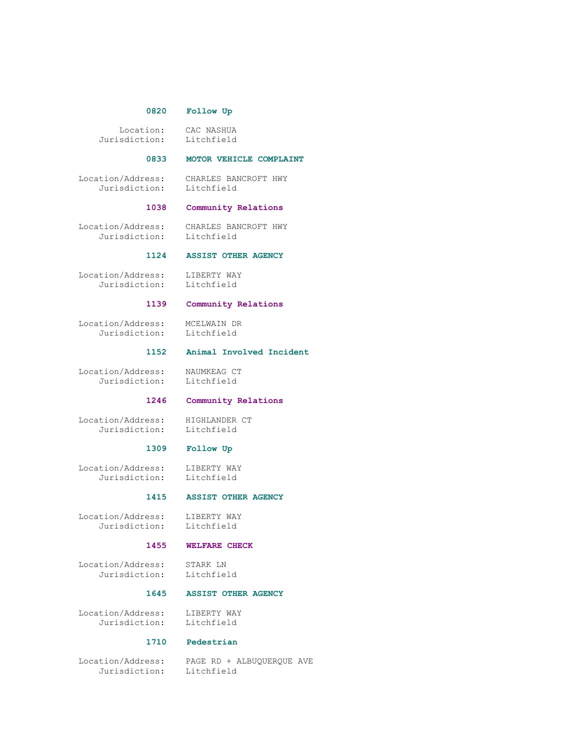**0820 Follow Up**

Location: CAC NASHUA
Jurisdiction: Litchfield

**0833 MOTOR VEHICLE COMPLAINT**

Location/Address: CHARLES BANCROFT HWY
Jurisdiction: Litchfield

**1038 Community Relations**

Location/Address: CHARLES BANCROFT HWY
Jurisdiction: Litchfield

**1124 ASSIST OTHER AGENCY**

Location/Address: LIBERTY WAY
Jurisdiction: Litchfield

**1139 Community Relations**

Location/Address: MCELWAIN DR
Jurisdiction: Litchfield

**1152 Animal Involved Incident**

Location/Address: NAUMKEAG CT
Jurisdiction: Litchfield

**1246 Community Relations**

Location/Address: HIGHLANDER CT
Jurisdiction: Litchfield

**1309 Follow Up**

Location/Address: LIBERTY WAY
Jurisdiction: Litchfield

**1415 ASSIST OTHER AGENCY**

Location/Address: LIBERTY WAY
Jurisdiction: Litchfield

**1455 WELFARE CHECK**

Location/Address: STARK LN
Jurisdiction: Litchfield

**1645 ASSIST OTHER AGENCY**

Location/Address: LIBERTY WAY
Jurisdiction: Litchfield

**1710 Pedestrian**

Location/Address: PAGE RD + ALBUQUERQUE AVE
Jurisdiction: Litchfield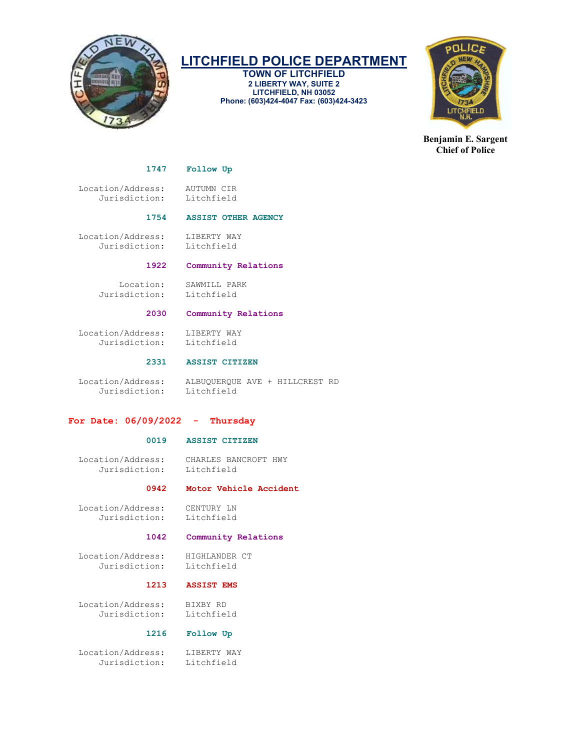**1747 Follow Up**

Location/Address: AUTUMN CIR
Jurisdiction: Litchfield

**1754 ASSIST OTHER AGENCY**

Location/Address: LIBERTY WAY
Jurisdiction: Litchfield

**1922 Community Relations**

Location: SAWMILL PARK
Jurisdiction: Litchfield

**2030 Community Relations**

Location/Address: LIBERTY WAY
Jurisdiction: Litchfield

**2331 ASSIST CITIZEN**

Location/Address: ALBUQUERQUE AVE + HILLCREST RD
Jurisdiction: Litchfield

## For Date: 06/09/2022 - Thursday

**0019 ASSIST CITIZEN**

Location/Address: CHARLES BANCROFT HWY
Jurisdiction: Litchfield

**0942 Motor Vehicle Accident**

Location/Address: CENTURY LN
Jurisdiction: Litchfield

**1042 Community Relations**

Location/Address: HIGHLANDER CT
Jurisdiction: Litchfield

**1213 ASSIST EMS**

Location/Address: BIXBY RD
Jurisdiction: Litchfield

**1216 Follow Up**

Location/Address: LIBERTY WAY
Jurisdiction: Litchfield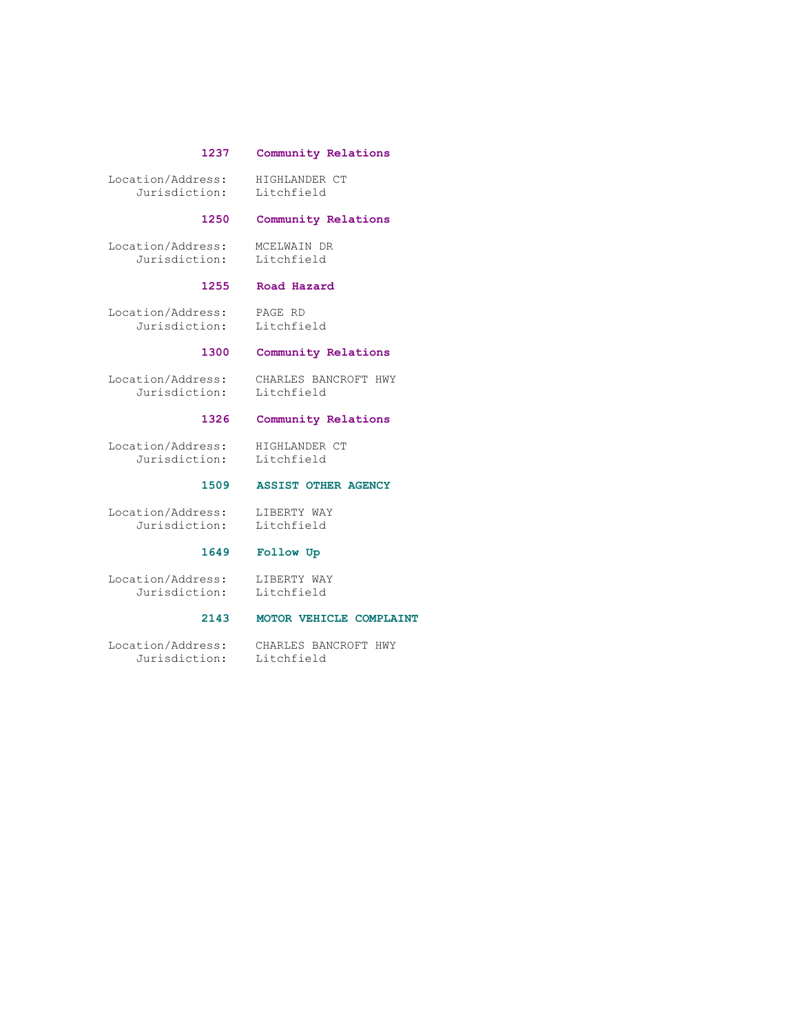**1237 Community Relations**

Location/Address: HIGHLANDER CT
Jurisdiction: Litchfield

**1250 Community Relations**

Location/Address: MCELWAIN DR
Jurisdiction: Litchfield

**1255 Road Hazard**

Location/Address: PAGE RD
Jurisdiction: Litchfield

**1300 Community Relations**

Location/Address: CHARLES BANCROFT HWY
Jurisdiction: Litchfield

**1326 Community Relations**

Location/Address: HIGHLANDER CT
Jurisdiction: Litchfield

**1509 ASSIST OTHER AGENCY**

Location/Address: LIBERTY WAY
Jurisdiction: Litchfield

**1649 Follow Up**

Location/Address: LIBERTY WAY
Jurisdiction: Litchfield

**2143 MOTOR VEHICLE COMPLAINT**

Location/Address: CHARLES BANCROFT HWY
Jurisdiction: Litchfield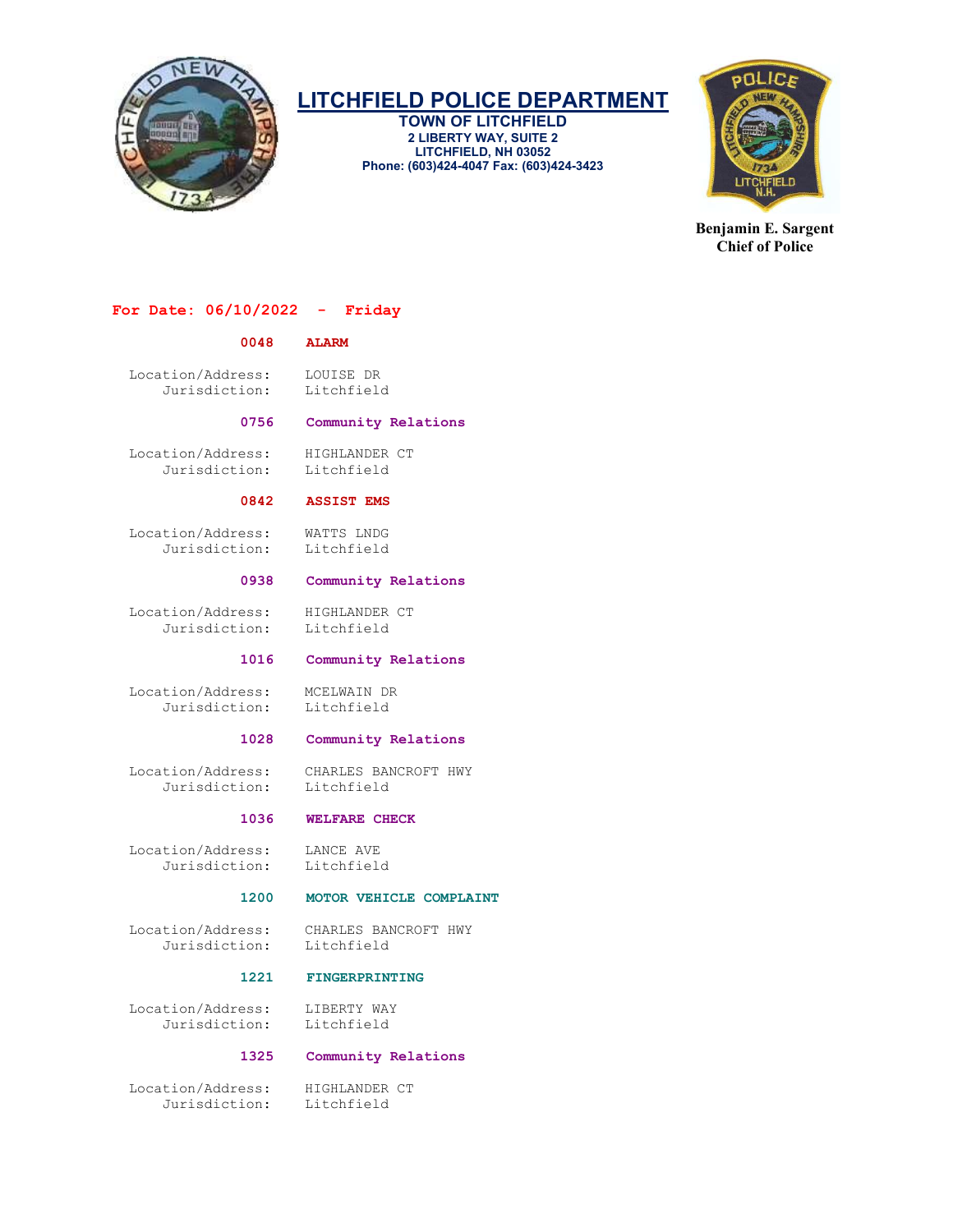# LITCHFIELD POLICE DEPARTMENT

**TOWN OF LITCHFIELD**
**2 LIBERTY WAY, SUITE 2**
**LITCHFIELD, NH 03052**
**Phone: (603)424-4047 Fax: (603)424-3423**

**Benjamin E. Sargent**
**Chief of Police**

## For Date: 06/10/2022 - Friday

**0048 ALARM**

Location/Address: LOUISE DR
Jurisdiction: Litchfield

**0756 Community Relations**

Location/Address: HIGHLANDER CT
Jurisdiction: Litchfield

**0842 ASSIST EMS**

Location/Address: WATTS LNDG
Jurisdiction: Litchfield

**0938 Community Relations**

Location/Address: HIGHLANDER CT
Jurisdiction: Litchfield

**1016 Community Relations**

Location/Address: MCELWAIN DR
Jurisdiction: Litchfield

**1028 Community Relations**

Location/Address: CHARLES BANCROFT HWY
Jurisdiction: Litchfield

**1036 WELFARE CHECK**

Location/Address: LANCE AVE
Jurisdiction: Litchfield

**1200 MOTOR VEHICLE COMPLAINT**

Location/Address: CHARLES BANCROFT HWY
Jurisdiction: Litchfield

**1221 FINGERPRINTING**

Location/Address: LIBERTY WAY
Jurisdiction: Litchfield

**1325 Community Relations**

Location/Address: HIGHLANDER CT
Jurisdiction: Litchfield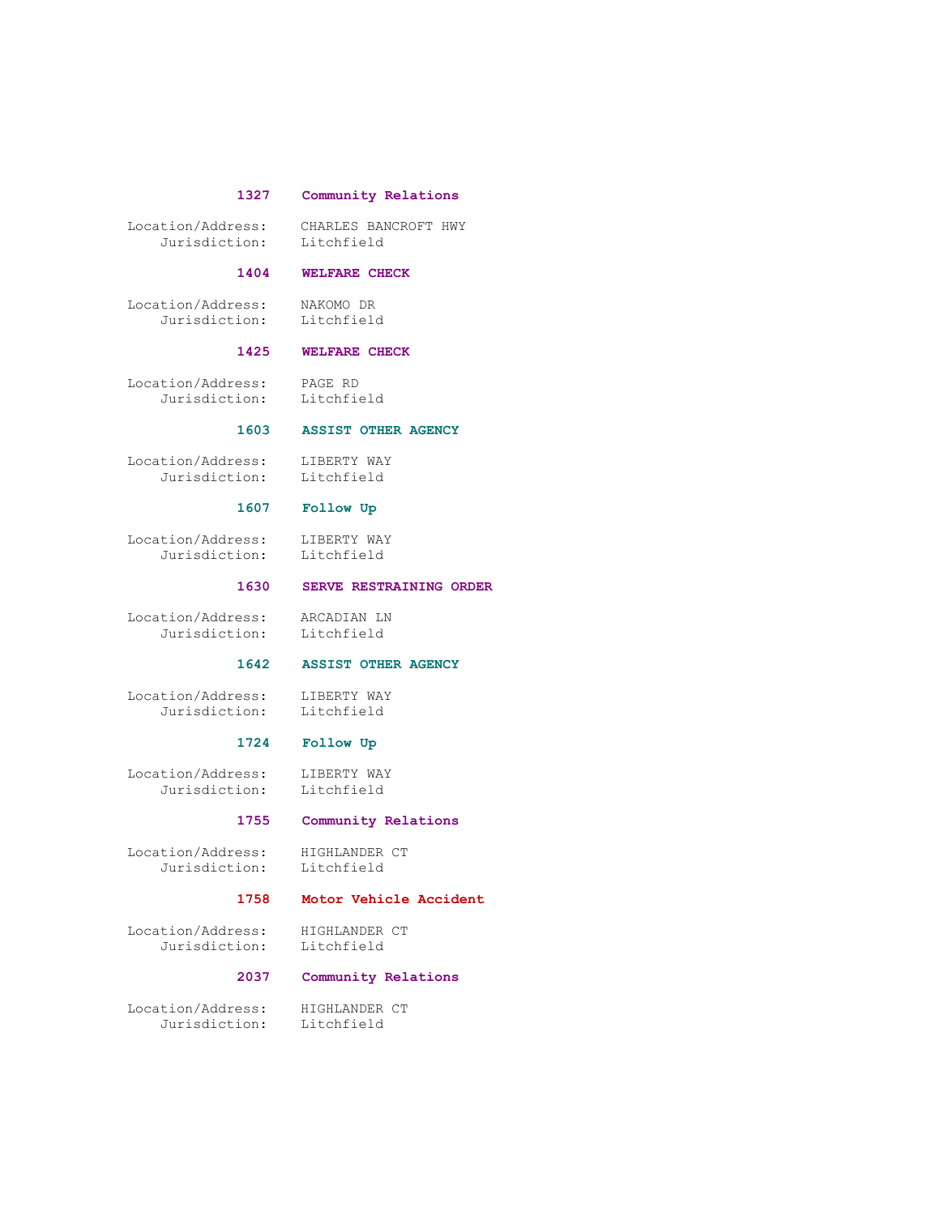**1327 Community Relations**

Location/Address: CHARLES BANCROFT HWY
Jurisdiction: Litchfield

**1404 WELFARE CHECK**

Location/Address: NAKOMO DR
Jurisdiction: Litchfield

**1425 WELFARE CHECK**

Location/Address: PAGE RD
Jurisdiction: Litchfield

**1603 ASSIST OTHER AGENCY**

Location/Address: LIBERTY WAY
Jurisdiction: Litchfield

**1607 Follow Up**

Location/Address: LIBERTY WAY
Jurisdiction: Litchfield

**1630 SERVE RESTRAINING ORDER**

Location/Address: ARCADIAN LN
Jurisdiction: Litchfield

**1642 ASSIST OTHER AGENCY**

Location/Address: LIBERTY WAY
Jurisdiction: Litchfield

**1724 Follow Up**

Location/Address: LIBERTY WAY
Jurisdiction: Litchfield

**1755 Community Relations**

Location/Address: HIGHLANDER CT
Jurisdiction: Litchfield

**1758 Motor Vehicle Accident**

Location/Address: HIGHLANDER CT
Jurisdiction: Litchfield

**2037 Community Relations**

Location/Address: HIGHLANDER CT
Jurisdiction: Litchfield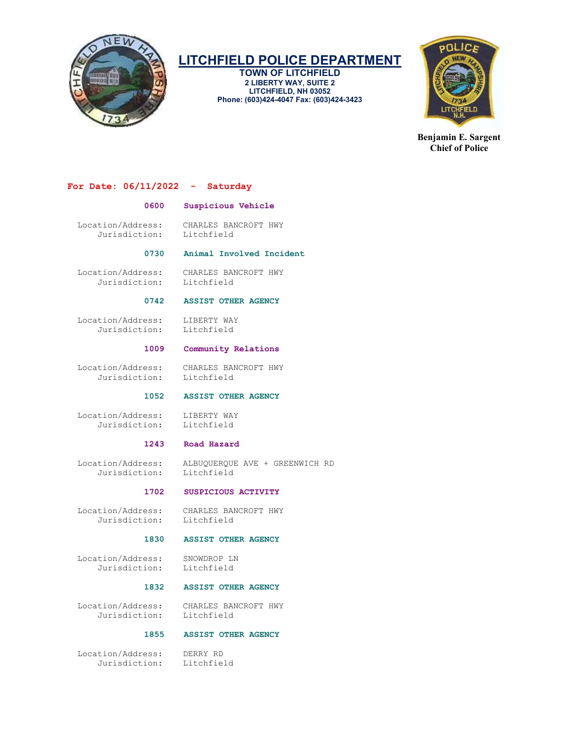# LITCHFIELD POLICE DEPARTMENT

**TOWN OF LITCHFIELD**
**2 LIBERTY WAY, SUITE 2**
**LITCHFIELD, NH 03052**
**Phone: (603)424-4047 Fax: (603)424-3423**

**Benjamin E. Sargent**
**Chief of Police**

## For Date: 06/11/2022 - Saturday

**0600 Suspicious Vehicle**

Location/Address: CHARLES BANCROFT HWY
Jurisdiction: Litchfield

**0730 Animal Involved Incident**

Location/Address: CHARLES BANCROFT HWY
Jurisdiction: Litchfield

**0742 ASSIST OTHER AGENCY**

Location/Address: LIBERTY WAY
Jurisdiction: Litchfield

**1009 Community Relations**

Location/Address: CHARLES BANCROFT HWY
Jurisdiction: Litchfield

**1052 ASSIST OTHER AGENCY**

Location/Address: LIBERTY WAY
Jurisdiction: Litchfield

**1243 Road Hazard**

Location/Address: ALBUQUERQUE AVE + GREENWICH RD
Jurisdiction: Litchfield

**1702 SUSPICIOUS ACTIVITY**

Location/Address: CHARLES BANCROFT HWY
Jurisdiction: Litchfield

**1830 ASSIST OTHER AGENCY**

Location/Address: SNOWDROP LN
Jurisdiction: Litchfield

**1832 ASSIST OTHER AGENCY**

Location/Address: CHARLES BANCROFT HWY
Jurisdiction: Litchfield

**1855 ASSIST OTHER AGENCY**

Location/Address: DERRY RD
Jurisdiction: Litchfield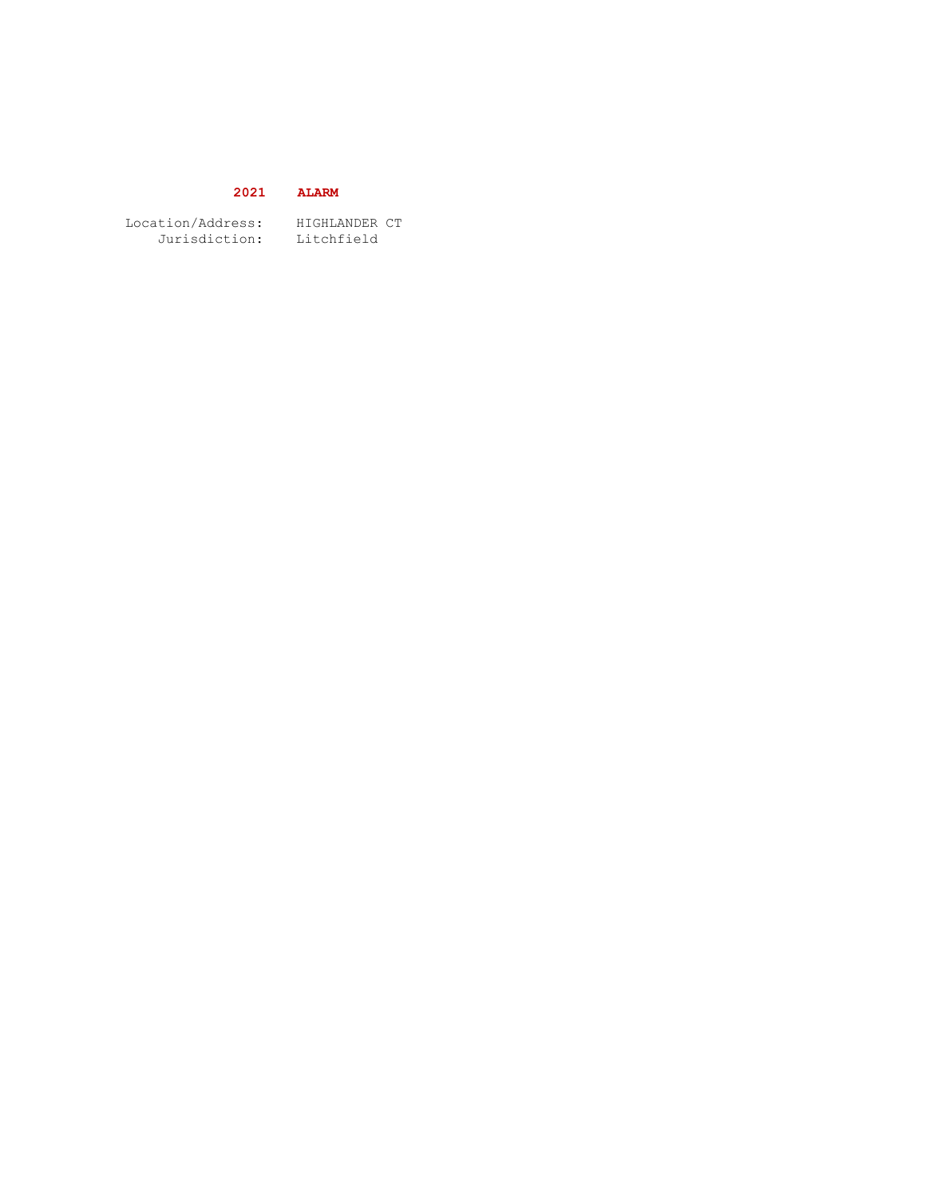**2021 ALARM**

Location/Address: HIGHLANDER CT
Jurisdiction: Litchfield